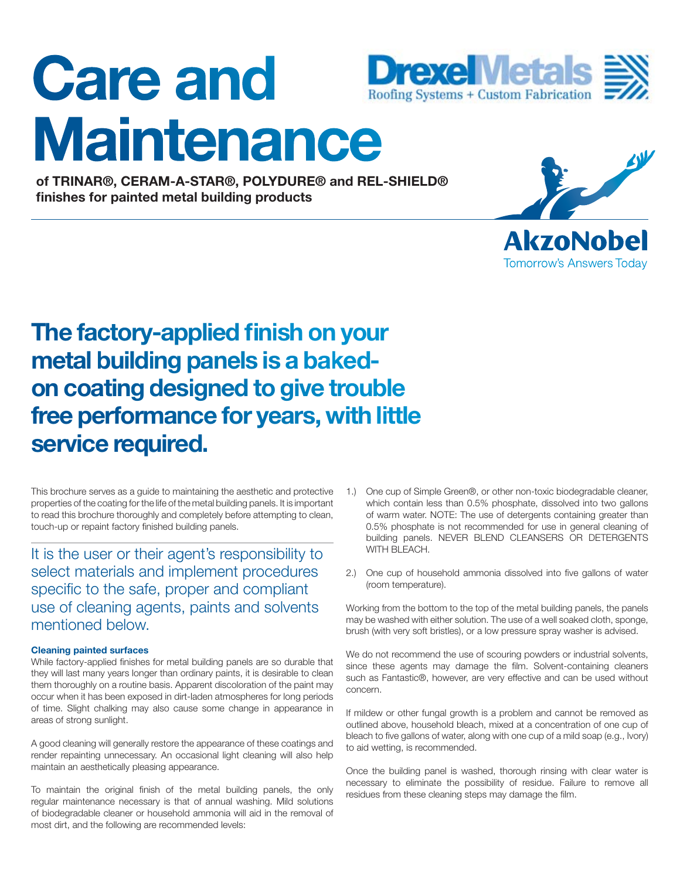# Care and Maintenance

**of TRINAR®, CERAM-A-STAR®, POLYDURE® and REL-SHIELD® finishes for painted metal building products**

## The factory-applied finish on your metal building panels is a baked-on coating designed to give trouble free performance for years, with little service required.

This brochure serves as a guide to maintaining the aesthetic and protective properties of the coating for the life of the metal building panels. It is important to read this brochure thoroughly and completely before attempting to clean, touch-up or repaint factory finished building panels.

It is the user or their agent's responsibility to select materials and implement procedures specific to the safe, proper and compliant use of cleaning agents, paints and solvents mentioned below.

#### Cleaning painted surfaces

While factory-applied finishes for metal building panels are so durable that they will last many years longer than ordinary paints, it is desirable to clean them thoroughly on a routine basis. Apparent discoloration of the paint may occur when it has been exposed in dirt-laden atmospheres for long periods of time. Slight chalking may also cause some change in appearance in areas of strong sunlight.

A good cleaning will generally restore the appearance of these coatings and render repainting unnecessary. An occasional light cleaning will also help maintain an aesthetically pleasing appearance.

To maintain the original finish of the metal building panels, the only regular maintenance necessary is that of annual washing. Mild solutions of biodegradable cleaner or household ammonia will aid in the removal of most dirt, and the following are recommended levels:

1.) One cup of Simple Green®, or other non-toxic biodegradable cleaner, which contain less than 0.5% phosphate, dissolved into two gallons of warm water. NOTE: The use of detergents containing greater than 0.5% phosphate is not recommended for use in general cleaning of building panels. NEVER BLEND CLEANSERS OR DETERGENTS WITH BLEACH.

2.) One cup of household ammonia dissolved into five gallons of water (room temperature).

Working from the bottom to the top of the metal building panels, the panels may be washed with either solution. The use of a well soaked cloth, sponge, brush (with very soft bristles), or a low pressure spray washer is advised.

We do not recommend the use of scouring powders or industrial solvents, since these agents may damage the film. Solvent-containing cleaners such as Fantastic®, however, are very effective and can be used without concern.

If mildew or other fungal growth is a problem and cannot be removed as outlined above, household bleach, mixed at a concentration of one cup of bleach to five gallons of water, along with one cup of a mild soap (e.g., Ivory) to aid wetting, is recommended.

Once the building panel is washed, thorough rinsing with clear water is necessary to eliminate the possibility of residue. Failure to remove all residues from these cleaning steps may damage the film.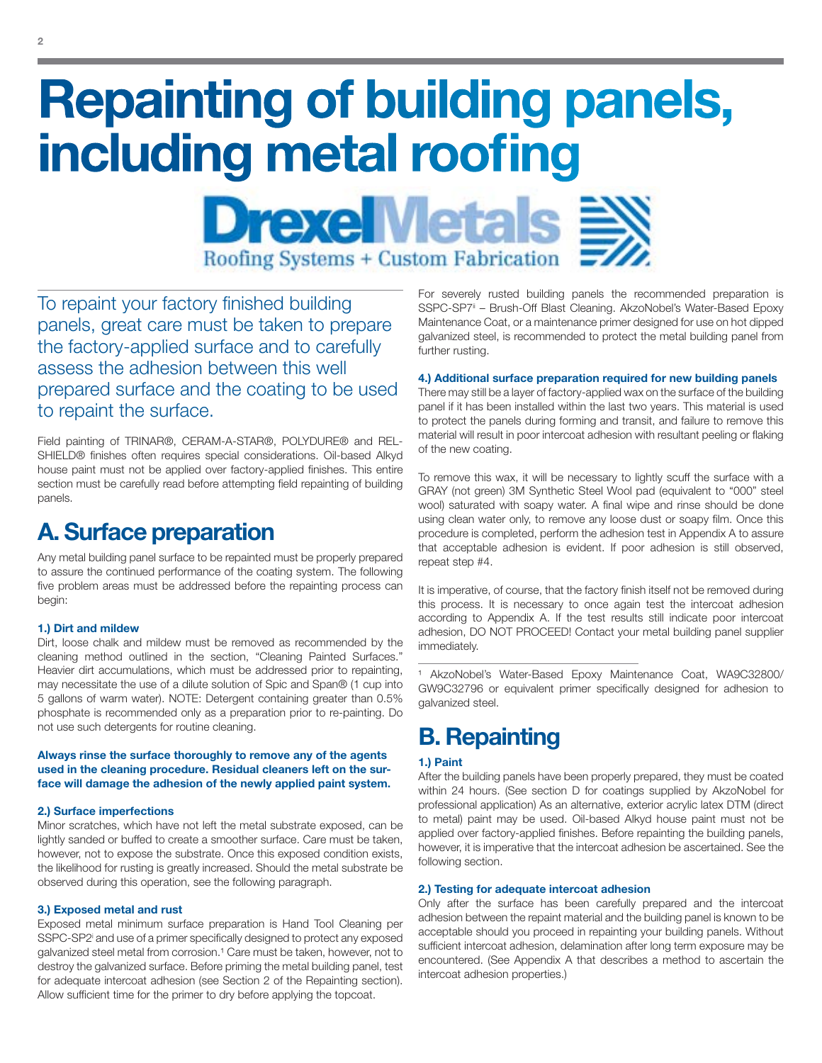# Repainting of building panels, including metal roofing

DrexelMetals
Roofing Systems + Custom Fabrication

To repaint your factory finished building panels, great care must be taken to prepare the factory-applied surface and to carefully assess the adhesion between this well prepared surface and the coating to be used to repaint the surface.

Field painting of TRINAR®, CERAM-A-STAR®, POLYDURE® and REL-SHIELD® finishes often requires special considerations. Oil-based Alkyd house paint must not be applied over factory-applied finishes. This entire section must be carefully read before attempting field repainting of building panels.

## A. Surface preparation

Any metal building panel surface to be repainted must be properly prepared to assure the continued performance of the coating system. The following five problem areas must be addressed before the repainting process can begin:

#### 1.) Dirt and mildew

Dirt, loose chalk and mildew must be removed as recommended by the cleaning method outlined in the section, "Cleaning Painted Surfaces." Heavier dirt accumulations, which must be addressed prior to repainting, may necessitate the use of a dilute solution of Spic and Span® (1 cup into 5 gallons of warm water). NOTE: Detergent containing greater than 0.5% phosphate is recommended only as a preparation prior to re-painting. Do not use such detergents for routine cleaning.

**Always rinse the surface thoroughly to remove any of the agents used in the cleaning procedure. Residual cleaners left on the surface will damage the adhesion of the newly applied paint system.**

#### 2.) Surface imperfections

Minor scratches, which have not left the metal substrate exposed, can be lightly sanded or buffed to create a smoother surface. Care must be taken, however, not to expose the substrate. Once this exposed condition exists, the likelihood for rusting is greatly increased. Should the metal substrate be observed during this operation, see the following paragraph.

#### 3.) Exposed metal and rust

Exposed metal minimum surface preparation is Hand Tool Cleaning per SSPC-SP2[i] and use of a primer specifically designed to protect any exposed galvanized steel metal from corrosion.[1] Care must be taken, however, not to destroy the galvanized surface. Before priming the metal building panel, test for adequate intercoat adhesion (see Section 2 of the Repainting section). Allow sufficient time for the primer to dry before applying the topcoat.

For severely rusted building panels the recommended preparation is SSPC-SP7[ii] – Brush-Off Blast Cleaning. AkzoNobel's Water-Based Epoxy Maintenance Coat, or a maintenance primer designed for use on hot dipped galvanized steel, is recommended to protect the metal building panel from further rusting.

#### 4.) Additional surface preparation required for new building panels

There may still be a layer of factory-applied wax on the surface of the building panel if it has been installed within the last two years. This material is used to protect the panels during forming and transit, and failure to remove this material will result in poor intercoat adhesion with resultant peeling or flaking of the new coating.

To remove this wax, it will be necessary to lightly scuff the surface with a GRAY (not green) 3M Synthetic Steel Wool pad (equivalent to "000" steel wool) saturated with soapy water. A final wipe and rinse should be done using clean water only, to remove any loose dust or soapy film. Once this procedure is completed, perform the adhesion test in Appendix A to assure that acceptable adhesion is evident. If poor adhesion is still observed, repeat step #4.

It is imperative, of course, that the factory finish itself not be removed during this process. It is necessary to once again test the intercoat adhesion according to Appendix A. If the test results still indicate poor intercoat adhesion, DO NOT PROCEED! Contact your metal building panel supplier immediately.

---

[1] AkzoNobel's Water-Based Epoxy Maintenance Coat, WA9C32800/GW9C32796 or equivalent primer specifically designed for adhesion to galvanized steel.

## B. Repainting

#### 1.) Paint

After the building panels have been properly prepared, they must be coated within 24 hours. (See section D for coatings supplied by AkzoNobel for professional application) As an alternative, exterior acrylic latex DTM (direct to metal) paint may be used. Oil-based Alkyd house paint must not be applied over factory-applied finishes. Before repainting the building panels, however, it is imperative that the intercoat adhesion be ascertained. See the following section.

#### 2.) Testing for adequate intercoat adhesion

Only after the surface has been carefully prepared and the intercoat adhesion between the repaint material and the building panel is known to be acceptable should you proceed in repainting your building panels. Without sufficient intercoat adhesion, delamination after long term exposure may be encountered. (See Appendix A that describes a method to ascertain the intercoat adhesion properties.)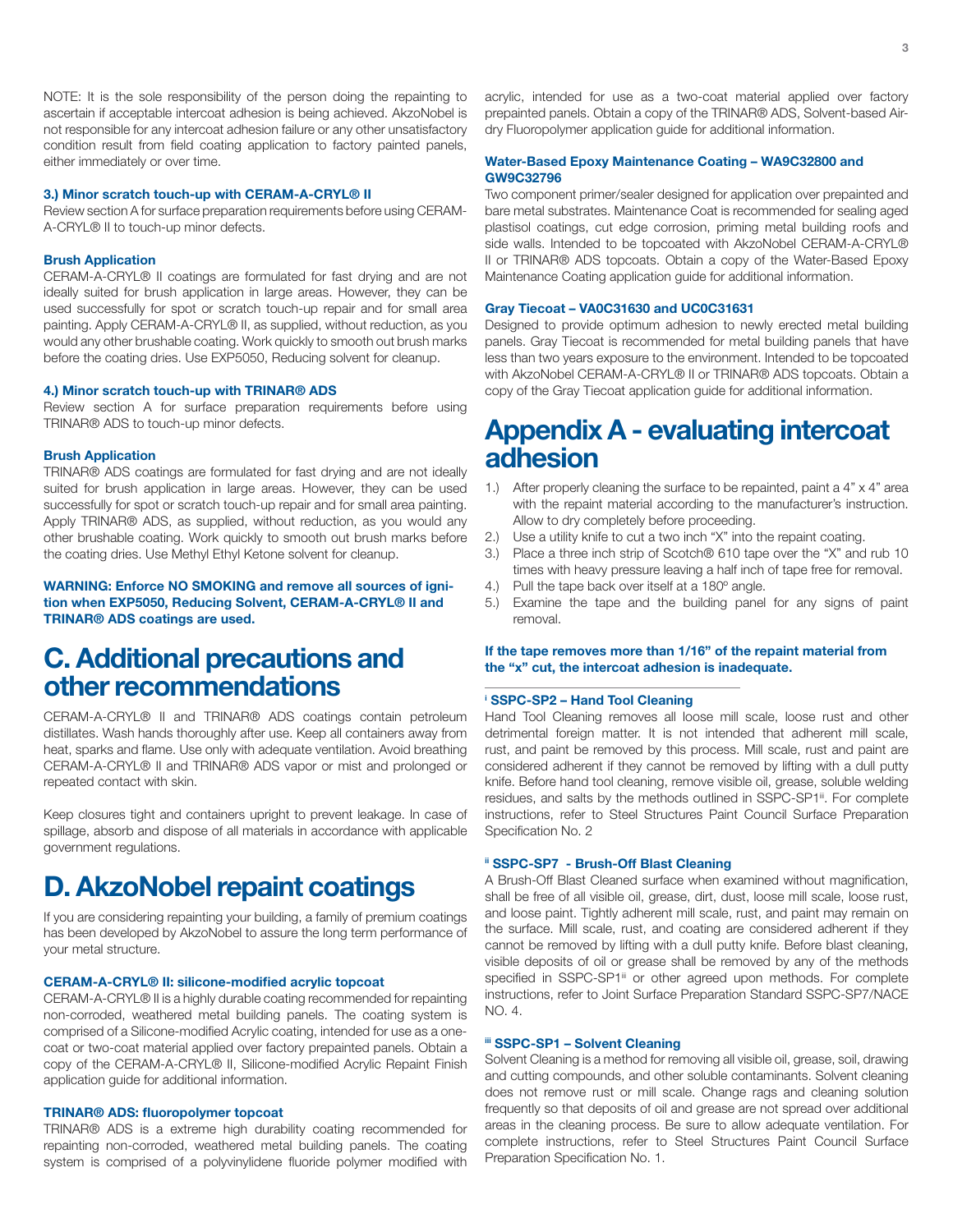NOTE: It is the sole responsibility of the person doing the repainting to ascertain if acceptable intercoat adhesion is being achieved. AkzoNobel is not responsible for any intercoat adhesion failure or any other unsatisfactory condition result from field coating application to factory painted panels, either immediately or over time.

#### 3.) Minor scratch touch-up with CERAM-A-CRYL® II

Review section A for surface preparation requirements before using CERAM-A-CRYL® II to touch-up minor defects.

#### Brush Application

CERAM-A-CRYL® II coatings are formulated for fast drying and are not ideally suited for brush application in large areas. However, they can be used successfully for spot or scratch touch-up repair and for small area painting. Apply CERAM-A-CRYL® II, as supplied, without reduction, as you would any other brushable coating. Work quickly to smooth out brush marks before the coating dries. Use EXP5050, Reducing solvent for cleanup.

#### 4.) Minor scratch touch-up with TRINAR® ADS

Review section A for surface preparation requirements before using TRINAR® ADS to touch-up minor defects.

#### Brush Application

TRINAR® ADS coatings are formulated for fast drying and are not ideally suited for brush application in large areas. However, they can be used successfully for spot or scratch touch-up repair and for small area painting. Apply TRINAR® ADS, as supplied, without reduction, as you would any other brushable coating. Work quickly to smooth out brush marks before the coating dries. Use Methyl Ethyl Ketone solvent for cleanup.

**WARNING: Enforce NO SMOKING and remove all sources of ignition when EXP5050, Reducing Solvent, CERAM-A-CRYL® II and TRINAR® ADS coatings are used.**

## C. Additional precautions and other recommendations

CERAM-A-CRYL® II and TRINAR® ADS coatings contain petroleum distillates. Wash hands thoroughly after use. Keep all containers away from heat, sparks and flame. Use only with adequate ventilation. Avoid breathing CERAM-A-CRYL® II and TRINAR® ADS vapor or mist and prolonged or repeated contact with skin.

Keep closures tight and containers upright to prevent leakage. In case of spillage, absorb and dispose of all materials in accordance with applicable government regulations.

## D. AkzoNobel repaint coatings

If you are considering repainting your building, a family of premium coatings has been developed by AkzoNobel to assure the long term performance of your metal structure.

#### CERAM-A-CRYL® II: silicone-modified acrylic topcoat

CERAM-A-CRYL® II is a highly durable coating recommended for repainting non-corroded, weathered metal building panels. The coating system is comprised of a Silicone-modified Acrylic coating, intended for use as a one-coat or two-coat material applied over factory prepainted panels. Obtain a copy of the CERAM-A-CRYL® II, Silicone-modified Acrylic Repaint Finish application guide for additional information.

#### TRINAR® ADS: fluoropolymer topcoat

TRINAR® ADS is a extreme high durability coating recommended for repainting non-corroded, weathered metal building panels. The coating system is comprised of a polyvinylidene fluoride polymer modified with acrylic, intended for use as a two-coat material applied over factory prepainted panels. Obtain a copy of the TRINAR® ADS, Solvent-based Air-dry Fluoropolymer application guide for additional information.

#### Water-Based Epoxy Maintenance Coating – WA9C32800 and GW9C32796

Two component primer/sealer designed for application over prepainted and bare metal substrates. Maintenance Coat is recommended for sealing aged plastisol coatings, cut edge corrosion, priming metal building roofs and side walls. Intended to be topcoated with AkzoNobel CERAM-A-CRYL® II or TRINAR® ADS topcoats. Obtain a copy of the Water-Based Epoxy Maintenance Coating application guide for additional information.

#### Gray Tiecoat – VA0C31630 and UC0C31631

Designed to provide optimum adhesion to newly erected metal building panels. Gray Tiecoat is recommended for metal building panels that have less than two years exposure to the environment. Intended to be topcoated with AkzoNobel CERAM-A-CRYL® II or TRINAR® ADS topcoats. Obtain a copy of the Gray Tiecoat application guide for additional information.

## Appendix A - evaluating intercoat adhesion

1.) After properly cleaning the surface to be repainted, paint a 4" x 4" area with the repaint material according to the manufacturer's instruction. Allow to dry completely before proceeding.
2.) Use a utility knife to cut a two inch "X" into the repaint coating.
3.) Place a three inch strip of Scotch® 610 tape over the "X" and rub 10 times with heavy pressure leaving a half inch of tape free for removal.
4.) Pull the tape back over itself at a 180º angle.
5.) Examine the tape and the building panel for any signs of paint removal.

**If the tape removes more than 1/16" of the repaint material from the "x" cut, the intercoat adhesion is inadequate.**

---

#### [i] SSPC-SP2 – Hand Tool Cleaning

Hand Tool Cleaning removes all loose mill scale, loose rust and other detrimental foreign matter. It is not intended that adherent mill scale, rust, and paint be removed by this process. Mill scale, rust and paint are considered adherent if they cannot be removed by lifting with a dull putty knife. Before hand tool cleaning, remove visible oil, grease, soluble welding residues, and salts by the methods outlined in SSPC-SP1[iii]. For complete instructions, refer to Steel Structures Paint Council Surface Preparation Specification No. 2

#### [ii] SSPC-SP7 - Brush-Off Blast Cleaning

A Brush-Off Blast Cleaned surface when examined without magnification, shall be free of all visible oil, grease, dirt, dust, loose mill scale, loose rust, and loose paint. Tightly adherent mill scale, rust, and paint may remain on the surface. Mill scale, rust, and coating are considered adherent if they cannot be removed by lifting with a dull putty knife. Before blast cleaning, visible deposits of oil or grease shall be removed by any of the methods specified in SSPC-SP1[iii] or other agreed upon methods. For complete instructions, refer to Joint Surface Preparation Standard SSPC-SP7/NACE NO. 4.

#### [iii] SSPC-SP1 – Solvent Cleaning

Solvent Cleaning is a method for removing all visible oil, grease, soil, drawing and cutting compounds, and other soluble contaminants. Solvent cleaning does not remove rust or mill scale. Change rags and cleaning solution frequently so that deposits of oil and grease are not spread over additional areas in the cleaning process. Be sure to allow adequate ventilation. For complete instructions, refer to Steel Structures Paint Council Surface Preparation Specification No. 1.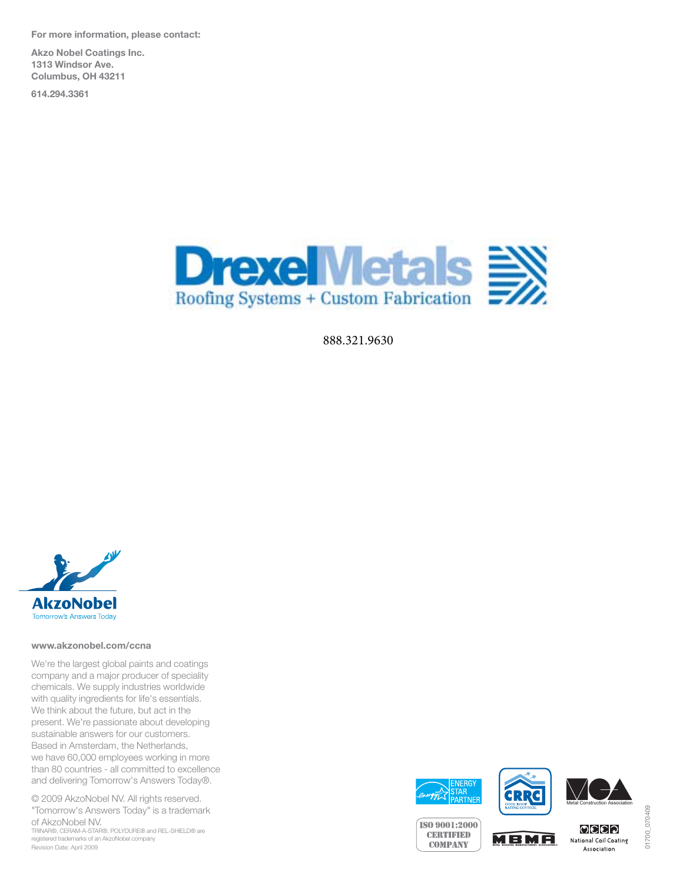**For more information, please contact:**

**Akzo Nobel Coatings Inc.**
**1313 Windsor Ave.**
**Columbus, OH 43211**

**614.294.3361**

DrexelMetals
Roofing Systems + Custom Fabrication

888.321.9630

AkzoNobel
Tomorrow's Answers Today

**www.akzonobel.com/ccna**

We're the largest global paints and coatings company and a major producer of speciality chemicals. We supply industries worldwide with quality ingredients for life's essentials. We think about the future, but act in the present. We're passionate about developing sustainable answers for our customers. Based in Amsterdam, the Netherlands, we have 60,000 employees working in more than 80 countries - all committed to excellence and delivering Tomorrow's Answers Today®.

© 2009 AkzoNobel NV. All rights reserved. "Tomorrow's Answers Today" is a trademark of AkzoNobel NV.
TRINAR®, CERAM-A-STAR®, POLYDURE® and REL-SHIELD® are registered trademarks of an AkzoNobel company
Revision Date: April 2009

ENERGY STAR PARTNER

CRRC COOL ROOF RATING COUNCIL

Metal Construction Association

ISO 9001:2000 CERTIFIED COMPANY

MBMA METAL BUILDING MANUFACTURERS ASSOCIATION

National Coil Coating Association

01700_070409